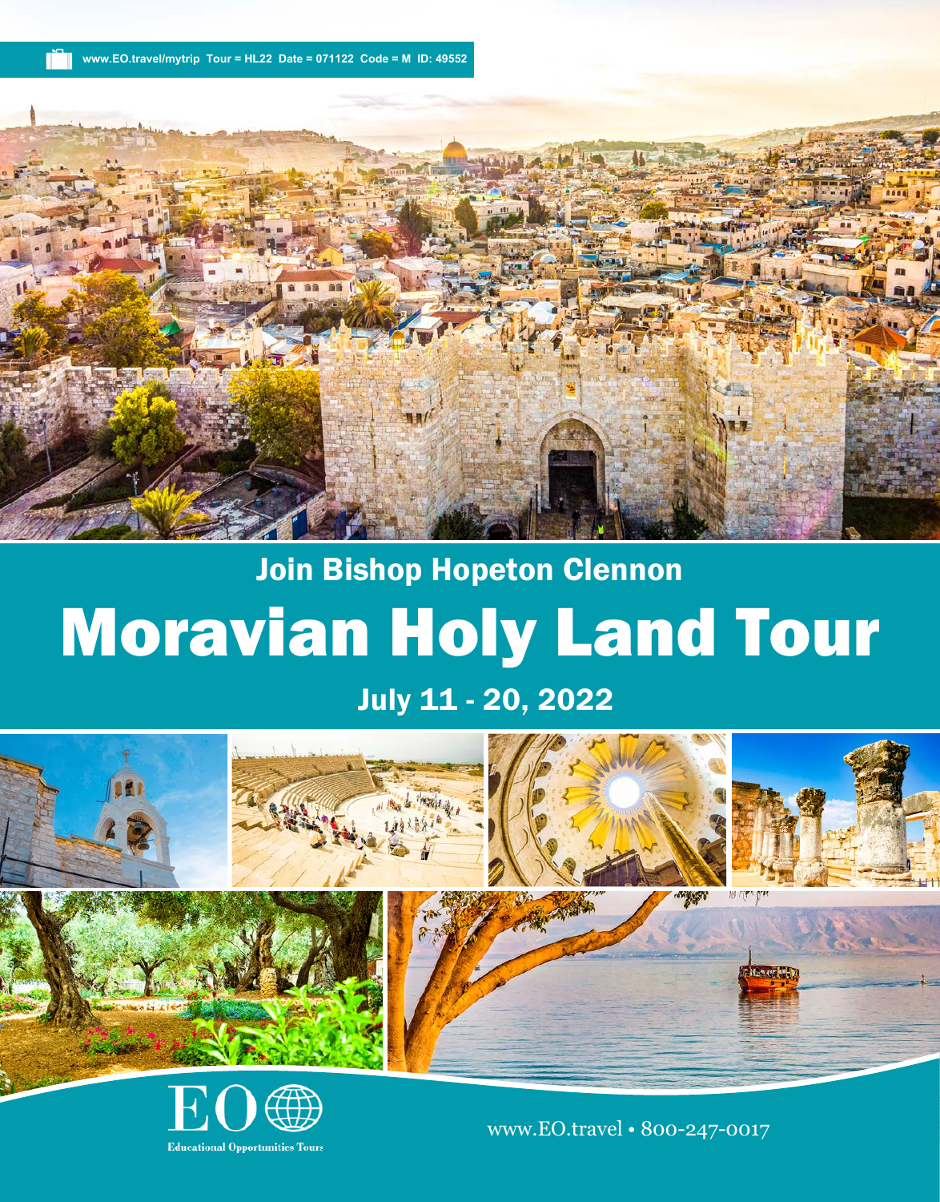www.EO.travel/mytrip Tour = HL22 Date = 071122 Code = M ID: 49552

## Join Bishop Hopeton Clennon

# Moravian Holy Land Tour

## July 11 - 20, 2022

EO Educational Opportunities Tours

www.EO.travel • 800-247-0017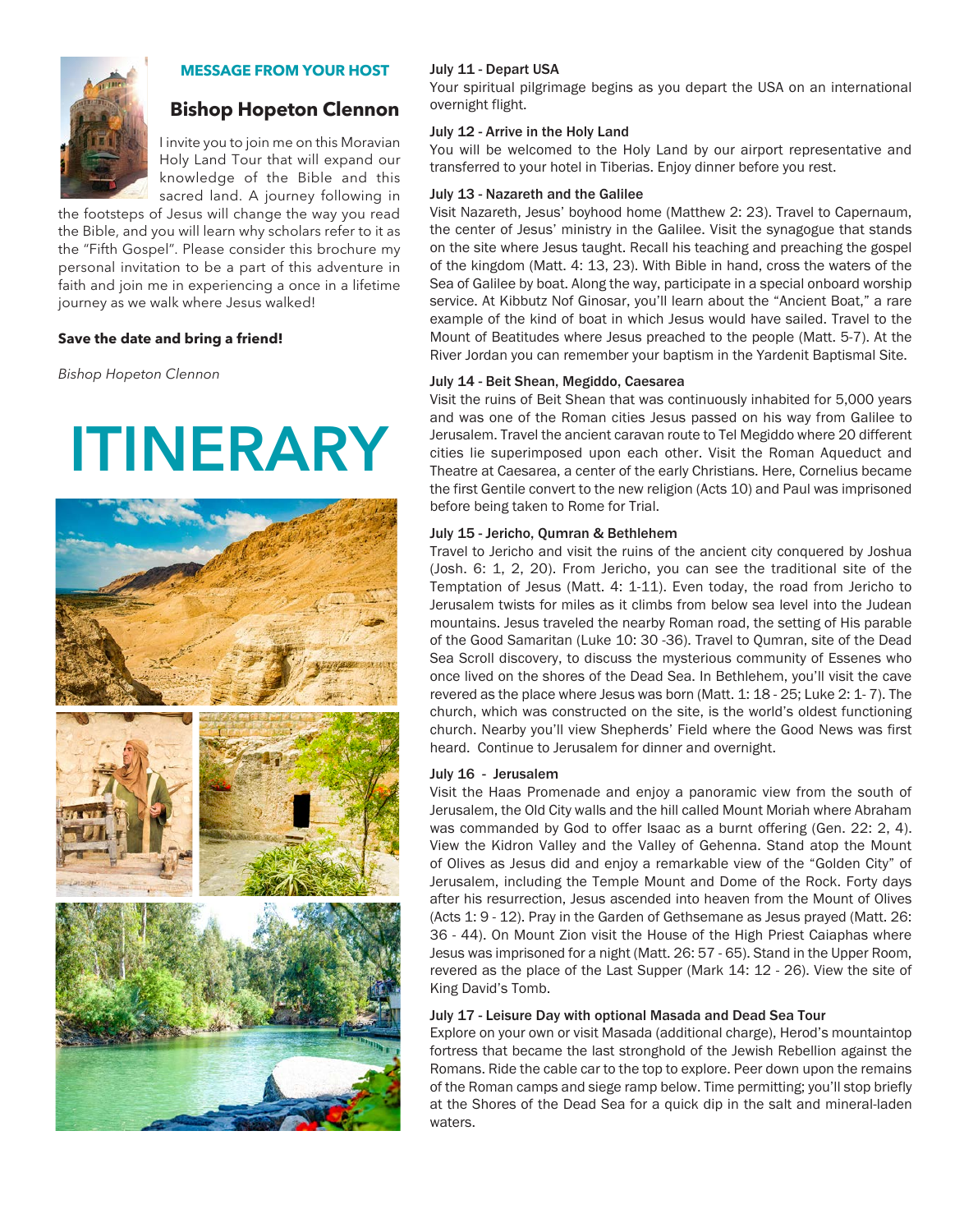### MESSAGE FROM YOUR HOST

## Bishop Hopeton Clennon

I invite you to join me on this Moravian Holy Land Tour that will expand our knowledge of the Bible and this sacred land. A journey following in the footsteps of Jesus will change the way you read the Bible, and you will learn why scholars refer to it as the "Fifth Gospel". Please consider this brochure my personal invitation to be a part of this adventure in faith and join me in experiencing a once in a lifetime journey as we walk where Jesus walked!

**Save the date and bring a friend!**

*Bishop Hopeton Clennon*

# ITINERARY

**July 11 - Depart USA**
Your spiritual pilgrimage begins as you depart the USA on an international overnight flight.

**July 12 - Arrive in the Holy Land**
You will be welcomed to the Holy Land by our airport representative and transferred to your hotel in Tiberias. Enjoy dinner before you rest.

**July 13 - Nazareth and the Galilee**
Visit Nazareth, Jesus' boyhood home (Matthew 2: 23). Travel to Capernaum, the center of Jesus' ministry in the Galilee. Visit the synagogue that stands on the site where Jesus taught. Recall his teaching and preaching the gospel of the kingdom (Matt. 4: 13, 23). With Bible in hand, cross the waters of the Sea of Galilee by boat. Along the way, participate in a special onboard worship service. At Kibbutz Nof Ginosar, you'll learn about the "Ancient Boat," a rare example of the kind of boat in which Jesus would have sailed. Travel to the Mount of Beatitudes where Jesus preached to the people (Matt. 5-7). At the River Jordan you can remember your baptism in the Yardenit Baptismal Site.

**July 14 - Beit Shean, Megiddo, Caesarea**
Visit the ruins of Beit Shean that was continuously inhabited for 5,000 years and was one of the Roman cities Jesus passed on his way from Galilee to Jerusalem. Travel the ancient caravan route to Tel Megiddo where 20 different cities lie superimposed upon each other. Visit the Roman Aqueduct and Theatre at Caesarea, a center of the early Christians. Here, Cornelius became the first Gentile convert to the new religion (Acts 10) and Paul was imprisoned before being taken to Rome for Trial.

**July 15 - Jericho, Qumran & Bethlehem**
Travel to Jericho and visit the ruins of the ancient city conquered by Joshua (Josh. 6: 1, 2, 20). From Jericho, you can see the traditional site of the Temptation of Jesus (Matt. 4: 1-11). Even today, the road from Jericho to Jerusalem twists for miles as it climbs from below sea level into the Judean mountains. Jesus traveled the nearby Roman road, the setting of His parable of the Good Samaritan (Luke 10: 30 -36). Travel to Qumran, site of the Dead Sea Scroll discovery, to discuss the mysterious community of Essenes who once lived on the shores of the Dead Sea. In Bethlehem, you'll visit the cave revered as the place where Jesus was born (Matt. 1: 18 - 25; Luke 2: 1- 7). The church, which was constructed on the site, is the world's oldest functioning church. Nearby you'll view Shepherds' Field where the Good News was first heard. Continue to Jerusalem for dinner and overnight.

**July 16 - Jerusalem**
Visit the Haas Promenade and enjoy a panoramic view from the south of Jerusalem, the Old City walls and the hill called Mount Moriah where Abraham was commanded by God to offer Isaac as a burnt offering (Gen. 22: 2, 4). View the Kidron Valley and the Valley of Gehenna. Stand atop the Mount of Olives as Jesus did and enjoy a remarkable view of the "Golden City" of Jerusalem, including the Temple Mount and Dome of the Rock. Forty days after his resurrection, Jesus ascended into heaven from the Mount of Olives (Acts 1: 9 - 12). Pray in the Garden of Gethsemane as Jesus prayed (Matt. 26: 36 - 44). On Mount Zion visit the House of the High Priest Caiaphas where Jesus was imprisoned for a night (Matt. 26: 57 - 65). Stand in the Upper Room, revered as the place of the Last Supper (Mark 14: 12 - 26). View the site of King David's Tomb.

**July 17 - Leisure Day with optional Masada and Dead Sea Tour**
Explore on your own or visit Masada (additional charge), Herod's mountaintop fortress that became the last stronghold of the Jewish Rebellion against the Romans. Ride the cable car to the top to explore. Peer down upon the remains of the Roman camps and siege ramp below. Time permitting; you'll stop briefly at the Shores of the Dead Sea for a quick dip in the salt and mineral-laden waters.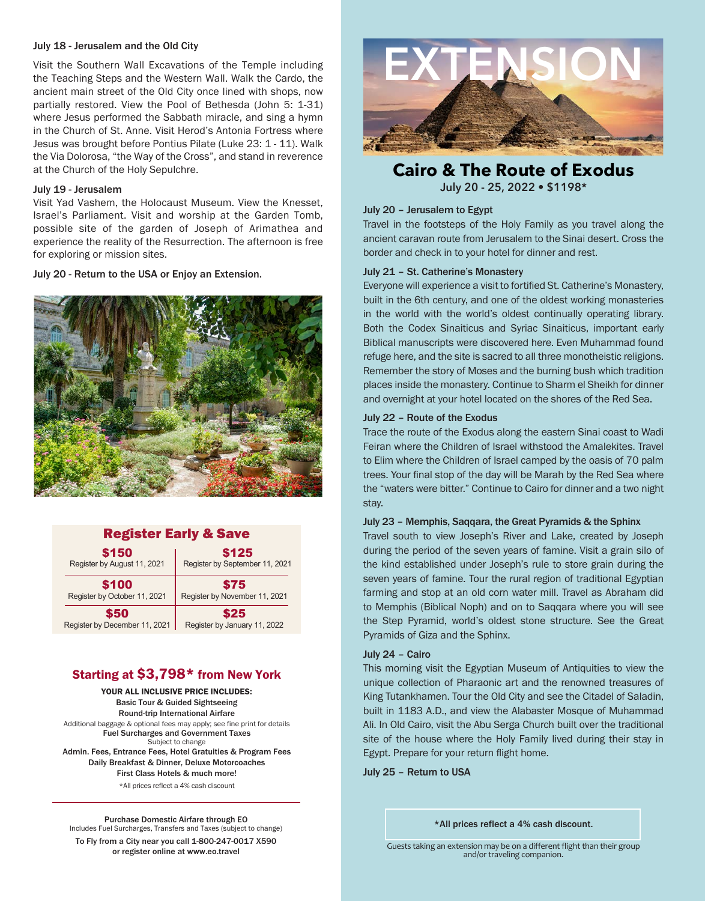**July 18 - Jerusalem and the Old City**

Visit the Southern Wall Excavations of the Temple including the Teaching Steps and the Western Wall. Walk the Cardo, the ancient main street of the Old City once lined with shops, now partially restored. View the Pool of Bethesda (John 5: 1-31) where Jesus performed the Sabbath miracle, and sing a hymn in the Church of St. Anne. Visit Herod's Antonia Fortress where Jesus was brought before Pontius Pilate (Luke 23: 1 - 11). Walk the Via Dolorosa, "the Way of the Cross", and stand in reverence at the Church of the Holy Sepulchre.

**July 19 - Jerusalem**

Visit Yad Vashem, the Holocaust Museum. View the Knesset, Israel's Parliament. Visit and worship at the Garden Tomb, possible site of the garden of Joseph of Arimathea and experience the reality of the Resurrection. The afternoon is free for exploring or mission sites.

**July 20 - Return to the USA or Enjoy an Extension.**

## Register Early & Save

| | |
|---|---|
| **$150** Register by August 11, 2021 | **$125** Register by September 11, 2021 |
| **$100** Register by October 11, 2021 | **$75** Register by November 11, 2021 |
| **$50** Register by December 11, 2021 | **$25** Register by January 11, 2022 |

## Starting at $3,798* from New York

**YOUR ALL INCLUSIVE PRICE INCLUDES:**
**Basic Tour & Guided Sightseeing**
**Round-trip International Airfare**
Additional baggage & optional fees may apply; see fine print for details
**Fuel Surcharges and Government Taxes**
Subject to change
**Admin. Fees, Entrance Fees, Hotel Gratuities & Program Fees**
**Daily Breakfast & Dinner, Deluxe Motorcoaches**
**First Class Hotels & much more!**
*All prices reflect a 4% cash discount

**Purchase Domestic Airfare through EO**
Includes Fuel Surcharges, Transfers and Taxes (subject to change)
**To Fly from a City near you call 1-800-247-0017 X590**
**or register online at www.eo.travel**

# EXTENSION

## Cairo & The Route of Exodus

**July 20 - 25, 2022 • $1198***

**July 20 – Jerusalem to Egypt**

Travel in the footsteps of the Holy Family as you travel along the ancient caravan route from Jerusalem to the Sinai desert. Cross the border and check in to your hotel for dinner and rest.

**July 21 – St. Catherine's Monastery**

Everyone will experience a visit to fortified St. Catherine's Monastery, built in the 6th century, and one of the oldest working monasteries in the world with the world's oldest continually operating library. Both the Codex Sinaiticus and Syriac Sinaiticus, important early Biblical manuscripts were discovered here. Even Muhammad found refuge here, and the site is sacred to all three monotheistic religions. Remember the story of Moses and the burning bush which tradition places inside the monastery. Continue to Sharm el Sheikh for dinner and overnight at your hotel located on the shores of the Red Sea.

**July 22 – Route of the Exodus**

Trace the route of the Exodus along the eastern Sinai coast to Wadi Feiran where the Children of Israel withstood the Amalekites. Travel to Elim where the Children of Israel camped by the oasis of 70 palm trees. Your final stop of the day will be Marah by the Red Sea where the "waters were bitter." Continue to Cairo for dinner and a two night stay.

**July 23 – Memphis, Saqqara, the Great Pyramids & the Sphinx**

Travel south to view Joseph's River and Lake, created by Joseph during the period of the seven years of famine. Visit a grain silo of the kind established under Joseph's rule to store grain during the seven years of famine. Tour the rural region of traditional Egyptian farming and stop at an old corn water mill. Travel as Abraham did to Memphis (Biblical Noph) and on to Saqqara where you will see the Step Pyramid, world's oldest stone structure. See the Great Pyramids of Giza and the Sphinx.

**July 24 – Cairo**

This morning visit the Egyptian Museum of Antiquities to view the unique collection of Pharaonic art and the renowned treasures of King Tutankhamen. Tour the Old City and see the Citadel of Saladin, built in 1183 A.D., and view the Alabaster Mosque of Muhammad Ali. In Old Cairo, visit the Abu Serga Church built over the traditional site of the house where the Holy Family lived during their stay in Egypt. Prepare for your return flight home.

**July 25 – Return to USA**

***All prices reflect a 4% cash discount.**

Guests taking an extension may be on a different flight than their group and/or traveling companion.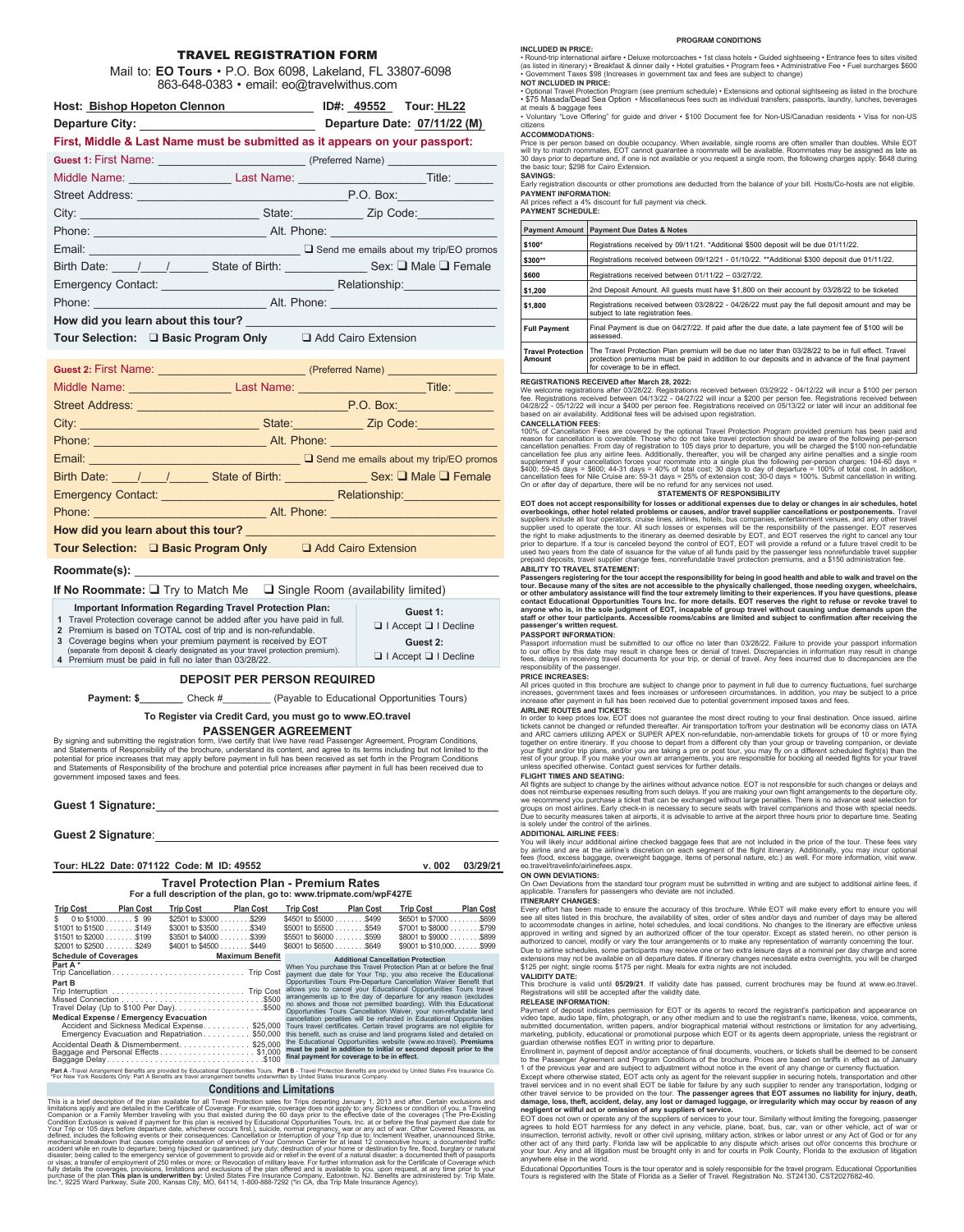# TRAVEL REGISTRATION FORM

Mail to: **EO Tours** • P.O. Box 6098, Lakeland, FL 33807-6098
863-648-0383 • email: eo@travelwithus.com

**Host:** Bishop Hopeton Clennon **ID#:** 49552 **Tour:** HL22

**Departure City:** ______________ **Departure Date:** 07/11/22 (M)

**First, Middle & Last Name must be submitted as it appears on your passport:**

**Guest 1:** First Name: ______________ (Preferred Name) ______________

Middle Name: ______________ Last Name: ______________ Title: ______

Street Address: ______________ P.O. Box: ______________

City: ______________ State: ______ Zip Code: ______________

Phone: ______________ Alt. Phone: ______________

Email: ______________ ❑ Send me emails about my trip/EO promos

Birth Date: ____/____/______ State of Birth: ______________ Sex: ❑ Male ❑ Female

Emergency Contact: ______________ Relationship: ______________

Phone: ______________ Alt. Phone: ______________

**How did you learn about this tour?** ______________

**Tour Selection:** ❑ **Basic Program Only** ❑ Add Cairo Extension

**Guest 2:** First Name: ______________ (Preferred Name) ______________

Middle Name: ______________ Last Name: ______________ Title: ______

Street Address: ______________ P.O. Box: ______________

City: ______________ State: ______ Zip Code: ______________

Phone: ______________ Alt. Phone: ______________

Email: ______________ ❑ Send me emails about my trip/EO promos

Birth Date: ____/____/______ State of Birth: ______________ Sex: ❑ Male ❑ Female

Emergency Contact: ______________ Relationship: ______________

Phone: ______________ Alt. Phone: ______________

**How did you learn about this tour?** ______________

**Tour Selection:** ❑ **Basic Program Only** ❑ Add Cairo Extension

**Roommate(s):** ______________

**If No Roommate:** ❑ Try to Match Me ❑ Single Room (availability limited)

| Important Information Regarding Travel Protection Plan: | |
|---|---|
| 1 Travel Protection coverage cannot be added after you have paid in full.<br>2 Premium is based on TOTAL cost of trip and is non-refundable.<br>3 Coverage begins when your premium payment is received by EOT (separate from deposit & clearly designated as your travel protection premium).<br>4 Premium must be paid in full no later than 03/28/22. | **Guest 1:**<br>❑ I Accept ❑ I Decline<br>**Guest 2:**<br>❑ I Accept ❑ I Decline |

## DEPOSIT PER PERSON REQUIRED

**Payment: $**________ Check #________ (Payable to Educational Opportunities Tours)

**To Register via Credit Card, you must go to www.EO.travel**

## PASSENGER AGREEMENT

By signing and submitting the registration form, I/we certify that I/we have read Passenger Agreement, Program Conditions, and Statements of Responsibility of the brochure, understand its content, and agree to its terms including but not limited to the potential for price increases that may apply before payment in full has been received as set forth in the Program Conditions and Statements of Responsibility of the brochure and potential price increases after payment in full has been received due to government imposed taxes and fees.

**Guest 1 Signature:** ______________

**Guest 2 Signature:** ______________

**Tour: HL22 Date: 071122 Code: M ID: 49552** **v. 002 03/29/21**

## Travel Protection Plan - Premium Rates

**For a full description of the plan, go to: www.tripmate.com/wpF427E**

| Trip Cost | Plan Cost | Trip Cost | Plan Cost | Trip Cost | Plan Cost | Trip Cost | Plan Cost |
|---|---|---|---|---|---|---|---|
| $ 0 to $1000 | $ 99 | $2501 to $3000 | $299 | $4501 to $5000 | $499 | $6501 to $7000 | $699 |
| $1001 to $1500 | $149 | $3001 to $3500 | $349 | $5001 to $5500 | $549 | $7001 to $8000 | $799 |
| $1501 to $2000 | $199 | $3501 to $4000 | $399 | $5501 to $6000 | $599 | $8001 to $9000 | $899 |
| $2001 to $2500 | $249 | $4001 to $4500 | $449 | $6001 to $6500 | $649 | $9001 to $10,000 | $999 |

| Schedule of Coverages | Maximum Benefit |
|---|---|
| **Part A*** | |
| Trip Cancellation | Trip Cost |
| **Part B** | |
| Trip Interruption | Trip Cost |
| Missed Connection | $500 |
| Travel Delay (Up to $100 Per Day) | $500 |
| **Medical Expense / Emergency Evacuation** | |
| Accident and Sickness Medical Expense | $25,000 |
| Emergency Evacuation and Repatriation | $50,000 |
| Accidental Death & Dismemberment | $25,000 |
| Baggage and Personal Effects | $1,000 |
| Baggage Delay | $100 |

**Additional Cancellation Protection**

When You purchase this Travel Protection Plan at or before the final payment due date for Your Trip, you also receive the Educational Opportunities Tours Pre-Departure Cancellation Waiver Benefit that allows you to cancel your Educational Opportunities Tours travel arrangements up to the day of departure for any reason (excludes no shows and those not permitted boarding). With this Educational Opportunities Tours Cancellation Waiver, your non-refundable land cancellation penalties will be refunded in Educational Opportunities Tours travel certificates. Certain travel programs are not eligible for this benefit, such as cruise and land programs listed and detailed on the Educational Opportunities Tours website (www.eo.travel). **Premiums must be paid in addition to initial or second deposit prior to the final payment for coverage to be in effect.**

**Part A** -Travel Arrangement Benefits are provided by Educational Opportunities Tours. **Part B** - Travel Protection Benefits are provided by United States Fire Insurance Co. *For New York Residents Only: Part A Benefits are travel arrangement benefits underwritten by United States Insurance Company.

### Conditions and Limitations

This is a brief description of the plan available for all Travel Protection sales for Trips departing January 1, 2013 and after. Certain exclusions and limitations apply and are detailed in the Certificate of Coverage. For example, coverage does not apply to: any Sickness or condition of you, a Traveling Companion or a Family Member traveling with you that existed during the 60 days prior to the effective date of the coverages (The Pre-Existing Condition Exclusion is waived if payment for this plan is received by Educational Opportunities Tours, Inc. at or before the final payment due date for Your Trip or 105 days before departure date, whichever occurs first.), suicide, normal pregnancy, war or any act of war. Other Covered Reasons, as defined, includes the following events or their consequences: Cancellation or Interruption of your Trip due to: Inclement Weather, unannounced Strike, mechanical breakdown that causes complete cessation of services of Your Common Carrier for at least 12 consecutive hours; a documented traffic accident while en route to departure; being hijacked or quarantined; jury duty; destruction of your home or destination by fire, flood, burglary or natural disaster; being called to the emergency service of government to provide aid or relief in the event of a natural disaster; a documented theft of passports or visas; a transfer of employment of 250 miles or more; or Revocation of military leave. For further information ask for the Certificate of Coverage which fully details the coverages, provisions, limitations and exclusions of the plan offered and is available to you, upon request, at any time prior to your purchase of the plan. **This plan is underwritten by:** United States Fire Insurance Company, Eatontown, NJ. Benefits are administered by: Trip Mate, Inc.*, 9225 Ward Parkway, Suite 200, Kansas City, MO, 64114, 1-800-888-7292 (*in CA, dba Trip Mate Insurance Agency).

## PROGRAM CONDITIONS

**INCLUDED IN PRICE:**
• Round-trip international airfare • Deluxe motorcoaches • 1st class hotels • Guided sightseeing • Entrance fees to sites visited (as listed in itinerary) • Breakfast & dinner daily • Hotel gratuities • Program fees • Administrative Fee • Fuel surcharges $600 • Government Taxes $98 (Increases in government tax and fees are subject to change)

**NOT INCLUDED IN PRICE:**
• Optional Travel Protection Program (see premium schedule) • Extensions and optional sightseeing as listed in the brochure • $75 Masada/Dead Sea Option • Miscellaneous fees such as individual transfers; passports, laundry, lunches, beverages at meals & baggage fees
• Voluntary "Love Offering" for guide and driver • $100 Document fee for Non-US/Canadian residents • Visa for non-US citizens

**ACCOMMODATIONS:**
Price is per person based on double occupancy. When available, single rooms are often smaller than doubles. While EOT will try to match roommates, EOT cannot guarantee a roommate will be available. Roommates may be assigned as late as 30 days prior to departure and, if one is not available or you request a single room, the following charges apply: $648 during the basic tour; $298 for Cairo Extension.

**SAVINGS:**
Early registration discounts or other promotions are deducted from the balance of your bill. Hosts/Co-hosts are not eligible.

**PAYMENT INFORMATION:**
All prices reflect a 4% discount for full payment via check.

**PAYMENT SCHEDULE:**

| Payment Amount | Payment Due Dates & Notes |
|---|---|
| $100* | Registrations received by 09/11/21. *Additional $500 deposit will be due 01/11/22. |
| $300** | Registrations received between 09/12/21 - 01/10/22. **Additional $300 deposit due 01/11/22. |
| $600 | Registrations received between 01/11/22 – 03/27/22. |
| $1,200 | 2nd Deposit Amount. All guests must have $1,800 on their account by 03/28/22 to be ticketed |
| $1,800 | Registrations received between 03/28/22 - 04/26/22 must pay the full deposit amount and may be subject to late registration fees. |
| Full Payment | Final Payment is due on 04/27/22. If paid after the due date, a late payment fee of $100 will be assessed. |
| Travel Protection Amount | The Travel Protection Plan premium will be due no later than 03/28/22 to be in full effect. Travel protection premiums must be paid in addition to our deposits and in advance of the final payment for coverage to be in effect. |

**REGISTRATIONS RECEIVED after March 28, 2022:**
We welcome registrations after 03/28/22. Registrations received between 03/29/22 - 04/12/22 will incur a $100 per person fee. Registrations received between 04/13/22 - 04/27/22 will incur a $200 per person fee. Registrations received between 04/28/22 - 05/12/22 will incur a $400 per person fee. Registrations received on 05/13/22 or later will incur an additional fee based on air availability. Additional fees will be advised upon registration.

**CANCELLATION FEES:**
100% of Cancellation Fees are covered by the optional Travel Protection Program provided premium has been paid and reason for cancellation is coverable. Those who do not take travel protection should be aware of the following per-person cancellation penalties: From day of registration to 105 days prior to departure, you will be charged the $100 non-refundable cancellation fee plus any airline fees. Additionally, thereafter, you will be charged any airline penalties and a single room supplement if your cancellation forces your roommate into a single plus the following per-person charges: 104-60 days = $400; 59-45 days = $600; 44-31 days = 40% of total cost; 30 days to day of departure = 100% of total cost. In addition, cancellation fees for Nile Cruise are: 59-31 days = 25% of extension cost; 30-0 days = 100%. Submit cancellation in writing. On or after day of departure, there will be no refund for any services not used.

### STATEMENTS OF RESPONSIBILITY

**EOT does not accept responsibility for losses or additional expenses due to delay or changes in air schedules, hotel overbookings, other hotel related problems or causes, and/or travel supplier cancellations or postponements.** Travel suppliers include all tour operators, cruise lines, airlines, hotels, bus companies, entertainment venues, and any other travel supplier used to operate the tour. All such losses or expenses will be the responsibility of the passenger. EOT reserves the right to make adjustments to the itinerary as deemed desirable by EOT, and EOT reserves the right to cancel any tour prior to departure. If a tour is canceled beyond the control of EOT, EOT will provide a refund or a future travel credit to be used two years from the date of issuance for the value of all funds paid by the passenger less nonrefundable travel supplier prepaid deposits, travel supplier change fees, nonrefundable travel protection premiums, and a $150 administration fee.

**ABILITY TO TRAVEL STATEMENT:**
**Passengers registering for the tour accept the responsibility for being in good health and able to walk and travel on the tour. Because many of the sites are not accessible to the physically challenged, those needing oxygen, wheelchairs, or other ambulatory assistance will find the tour extremely limiting to their experiences. If you have questions, please contact Educational Opportunities Tours Inc. for more details. EOT reserves the right to refuse or revoke travel to anyone who is, in the sole judgment of EOT, incapable of group travel without causing undue demands upon the staff or other tour participants. Accessible rooms/cabins are limited and subject to confirmation after receiving the passenger's written request.**

**PASSPORT INFORMATION:**
Passport information must be submitted to our office no later than 03/28/22. Failure to provide your passport information to our office by this date may result in change fees or denial of travel. Discrepancies in information may result in change fees, delays in receiving travel documents for your trip, or denial of travel. Any fees incurred due to discrepancies are the responsibility of the passenger.

**PRICE INCREASES:**
All prices quoted in this brochure are subject to change prior to payment in full due to currency fluctuations, fuel surcharge increases, government taxes and fees increases or unforeseen circumstances. In addition, you may be subject to a price increase after payment in full has been received due to potential government imposed taxes and fees.

**AIRLINE ROUTES and TICKETS:**
In order to keep prices low, EOT does not guarantee the most direct routing to your final destination. Once issued, airline tickets cannot be changed or refunded thereafter. Air transportation to/from your destination will be economy class on IATA and ARC carriers utilizing APEX or SUPER APEX non-refundable, non-amendable tickets for groups of 10 or more flying together on entire itinerary. If you choose to depart from a different city than your group or traveling companion, or deviate your flight and/or trip plans, and/or you are taking a pre or post tour, you may fly on a different scheduled flight(s) than the rest of your group. If you make your own air arrangements, you are responsible for booking all needed flights for your travel unless specified otherwise. Contact guest services for further details.

**FLIGHT TIMES AND SEATING:**
All flights are subject to change by the airlines without advance notice. EOT is not responsible for such changes or delays and does not reimburse expenses resulting from such delays. If you are making your own flight arrangements to the departure city, we recommend you purchase a ticket that can be exchanged without large penalties. There is no advance seat selection for groups on most airlines. Early check-in is necessary to secure seats with travel companions and those with special needs. Due to security measures taken at airports, it is advisable to arrive at the airport three hours prior to departure time. Seating is solely under the control of the airlines.

**ADDITIONAL AIRLINE FEES:**
You will likely incur additional airline checked baggage fees that are not included in the price of the tour. These fees vary by airline and are at the airline's discretion on each segment of the flight itinerary. Additionally, you may incur optional fees (food, excess baggage, overweight baggage, items of personal nature, etc.) as well. For more information, visit www.eo.travel/travelinfo/airlinefees.aspx.

**ON OWN DEVIATIONS:**
On Own Deviations from the standard tour program must be submitted in writing and are subject to additional airline fees, if applicable. Transfers for passengers who deviate are not included.

**ITINERARY CHANGES:**
Every effort has been made to ensure the accuracy of this brochure. While EOT will make every effort to ensure you will see all sites listed in this brochure, the availability of sites, order of sites and/or days and number of days may be altered to accommodate changes in airline, hotel schedules, and local conditions. No changes to the itinerary are effective unless approved in writing and signed by an authorized officer of the tour operator. Except as stated herein, no other person is authorized to cancel, modify or vary the tour arrangements or to make any representation of warranty concerning the tour. Due to airline schedules, some participants may receive one or two extra leisure days at a nominal per day charge and some extensions may not be available on all departure dates. If itinerary changes necessitate extra overnights, you will be charged $125 per night; single rooms $175 per night. Meals for extra nights are not included.

**VALIDITY DATE:**
This brochure is valid until **05/29/21**. If validity date has passed, current brochures may be found at www.eo.travel. Registrations will still be accepted after the validity date.

**RELEASE INFORMATION:**
Payment of deposit indicates permission for EOT or its agents to record the registrant's participation and appearance on video tape, audio tape, film, photograph, or any other medium and to use the registrant's name, likeness, voice, comments, submitted documentation, written papers, and/or biographical material without restrictions or limitation for any advertising, marketing, publicity, educational or promotional purpose which EOT or its agents deem appropriate, unless the registrant or guardian otherwise notifies EOT in writing prior to departure.

Enrollment in, payment of deposit and/or acceptance of final documents, vouchers, or tickets shall be deemed to be consent to the Passenger Agreement and Program Conditions of the brochure. Prices are based on tariffs in effect as of January 1 of the previous year and are subject to adjustment without notice in the event of any change or currency fluctuation.

Except where otherwise stated, EOT acts only as agent for the relevant supplier in securing hotels, transportation and other travel services and in no event shall EOT be liable for failure by any such supplier to render any transportation, lodging or other travel service to be provided on the tour. **The passenger agrees that EOT assumes no liability for injury, death, damage, loss, theft, accident, delay, any lost or damaged luggage, or irregularity which may occur by reason of any negligent or willful act or omission of any suppliers of service.**

EOT does not own or operate any of the suppliers of services to your tour. Similarly without limiting the foregoing, passenger agrees to hold EOT harmless for any defect in any vehicle, plane, boat, bus, car, van or other vehicle, act of war or insurrection, terrorist activity, revolt or other civil uprising, military action, strikes or labor unrest or any Act of God or for any other act of any third party. Florida law will be applicable to any dispute which arises out of/or concerns this brochure or your tour. Any and all litigation must be brought only in and for courts in Polk County, Florida to the exclusion of litigation anywhere else in the world.

Educational Opportunities Tours is the tour operator and is solely responsible for the travel program. Educational Opportunities Tours is registered with the State of Florida as a Seller of Travel. Registration No. ST24130. CST2027682-40.